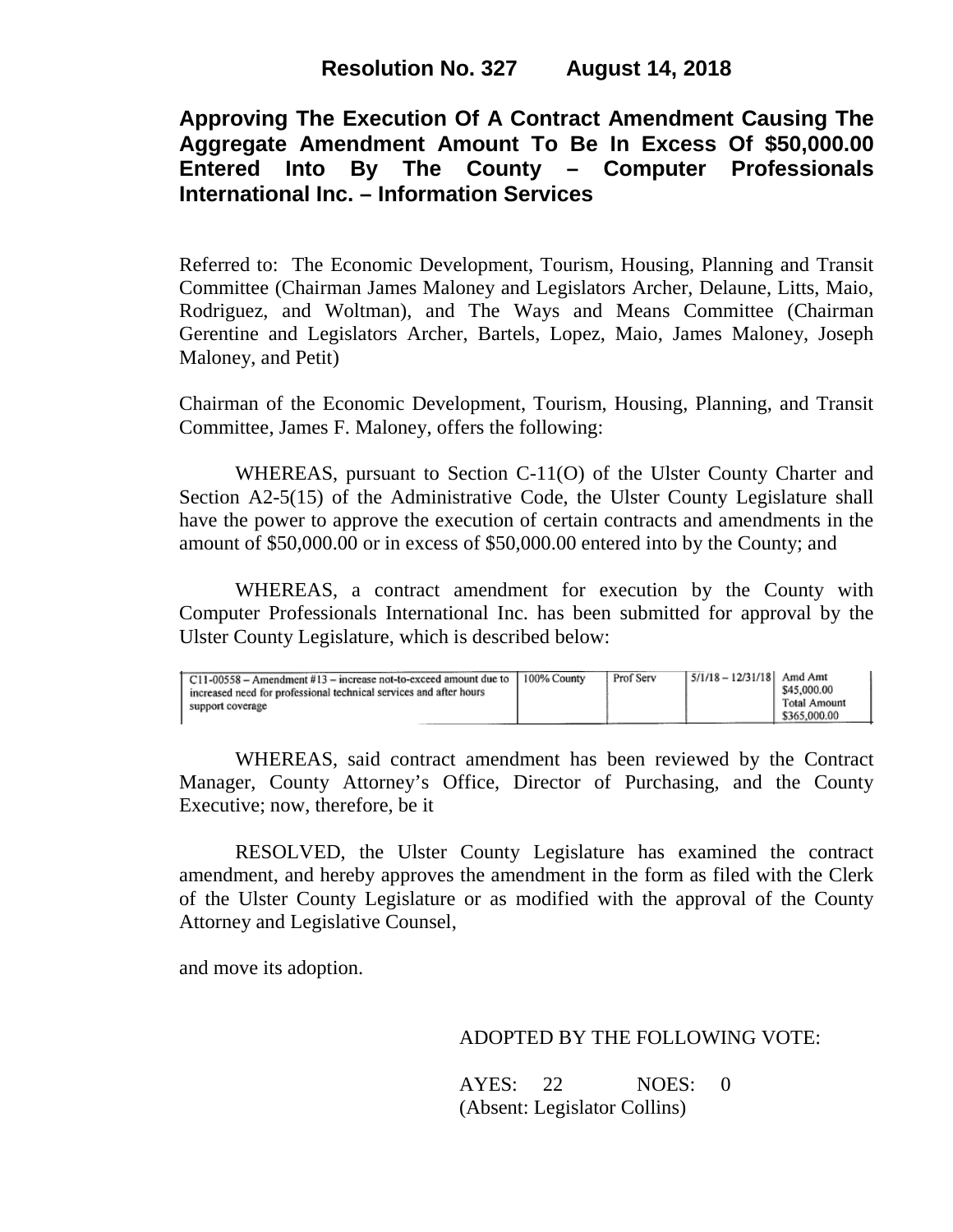## Resolution No. 327 August 14, 2018

# Approving The Execution Of A Contract Amendment Causing The Aggregate Amendment Amount To Be In Excess Of $50,000.00 Entered Into By The County – Computer Professionals International Inc. – Information Services

Referred to: The Economic Development, Tourism, Housing, Planning and Transit Committee (Chairman James Maloney and Legislators Archer, Delaune, Litts, Maio, Rodriguez, and Woltman), and The Ways and Means Committee (Chairman Gerentine and Legislators Archer, Bartels, Lopez, Maio, James Maloney, Joseph Maloney, and Petit)

Chairman of the Economic Development, Tourism, Housing, Planning, and Transit Committee, James F. Maloney, offers the following:

WHEREAS, pursuant to Section C-11(O) of the Ulster County Charter and Section A2-5(15) of the Administrative Code, the Ulster County Legislature shall have the power to approve the execution of certain contracts and amendments in the amount of $50,000.00 or in excess of $50,000.00 entered into by the County; and

WHEREAS, a contract amendment for execution by the County with Computer Professionals International Inc. has been submitted for approval by the Ulster County Legislature, which is described below:

| | | | | |
|---|---|---|---|---|
| C11-00558 – Amendment #13 – increase not-to-exceed amount due to increased need for professional technical services and after hours support coverage | 100% County | Prof Serv | 5/1/18 – 12/31/18 | Amd Amt $45,000.00 Total Amount $365,000.00 |

WHEREAS, said contract amendment has been reviewed by the Contract Manager, County Attorney's Office, Director of Purchasing, and the County Executive; now, therefore, be it

RESOLVED, the Ulster County Legislature has examined the contract amendment, and hereby approves the amendment in the form as filed with the Clerk of the Ulster County Legislature or as modified with the approval of the County Attorney and Legislative Counsel,

and move its adoption.

ADOPTED BY THE FOLLOWING VOTE:

AYES: 22 NOES: 0
(Absent: Legislator Collins)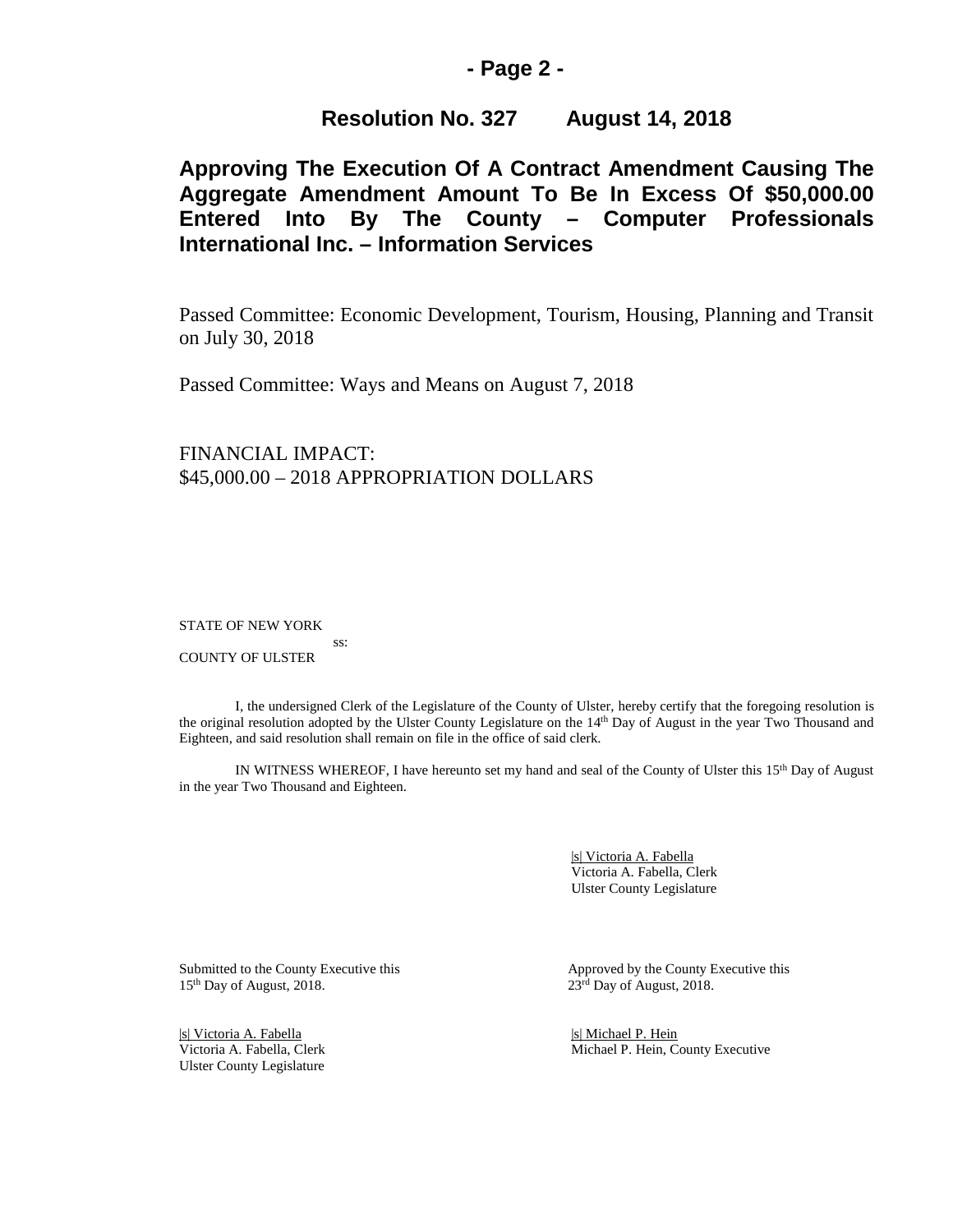## Resolution No. 327 August 14, 2018

## Approving The Execution Of A Contract Amendment Causing The Aggregate Amendment Amount To Be In Excess Of $50,000.00 Entered Into By The County – Computer Professionals International Inc. – Information Services

Passed Committee: Economic Development, Tourism, Housing, Planning and Transit on July 30, 2018

Passed Committee: Ways and Means on August 7, 2018

FINANCIAL IMPACT:
$45,000.00 – 2018 APPROPRIATION DOLLARS

STATE OF NEW YORK
ss:
COUNTY OF ULSTER

I, the undersigned Clerk of the Legislature of the County of Ulster, hereby certify that the foregoing resolution is the original resolution adopted by the Ulster County Legislature on the 14th Day of August in the year Two Thousand and Eighteen, and said resolution shall remain on file in the office of said clerk.

IN WITNESS WHEREOF, I have hereunto set my hand and seal of the County of Ulster this 15th Day of August in the year Two Thousand and Eighteen.

|s| Victoria A. Fabella
Victoria A. Fabella, Clerk
Ulster County Legislature

Submitted to the County Executive this
15th Day of August, 2018.

|s| Victoria A. Fabella
Victoria A. Fabella, Clerk
Ulster County Legislature

Approved by the County Executive this
23rd Day of August, 2018.

|s| Michael P. Hein
Michael P. Hein, County Executive